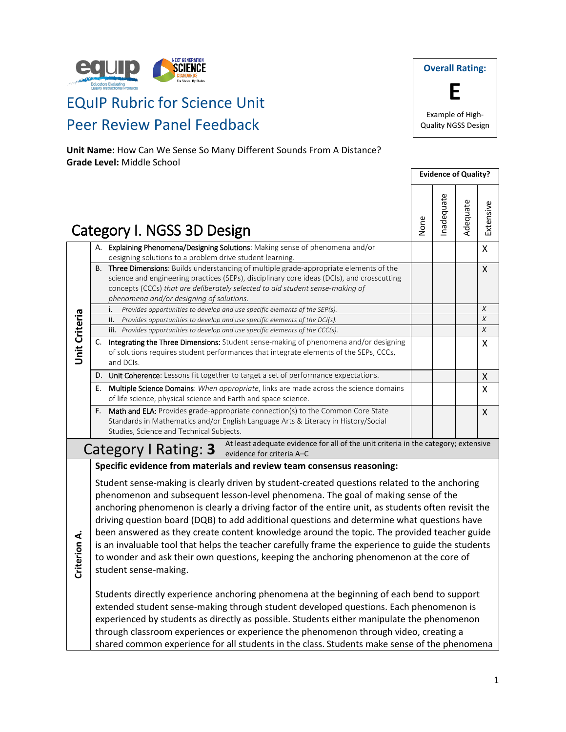# EQuIP Rubric for Science Unit Peer Review Panel Feedback

**Overall Rating:**

**E**

Example of High-Quality NGSS Design

**Unit Name:** How Can We Sense So Many Different Sounds From A Distance?
**Grade Level:** Middle School

## Category I. NGSS 3D Design

| | | Evidence of Quality? | | | |
|---|---|---|---|---|---|
| | | None | Inadequate | Adequate | Extensive |
| Unit Criteria | A. Explaining Phenomena/Designing Solutions: Making sense of phenomena and/or designing solutions to a problem drive student learning. | | | | X |
| | B. Three Dimensions: Builds understanding of multiple grade-appropriate elements of the science and engineering practices (SEPs), disciplinary core ideas (DCIs), and crosscutting concepts (CCCs) *that are deliberately selected to aid student sense-making of phenomena and/or designing of solutions.* | | | | X |
| | *i. Provides opportunities to develop and use specific elements of the SEP(s).* | | | | *X* |
| | *ii. Provides opportunities to develop and use specific elements of the DCI(s).* | | | | *X* |
| | *iii. Provides opportunities to develop and use specific elements of the CCC(s).* | | | | *X* |
| | C. Integrating the Three Dimensions: Student sense-making of phenomena and/or designing of solutions requires student performances that integrate elements of the SEPs, CCCs, and DCIs. | | | | X |
| | D. Unit Coherence: Lessons fit together to target a set of performance expectations. | | | | X |
| | E. Multiple Science Domains: *When appropriate*, links are made across the science domains of life science, physical science and Earth and space science. | | | | X |
| | F. Math and ELA: Provides grade-appropriate connection(s) to the Common Core State Standards in Mathematics and/or English Language Arts & Literacy in History/Social Studies, Science and Technical Subjects. | | | | X |

**Category I Rating: 3** — At least adequate evidence for all of the unit criteria in the category; extensive evidence for criteria A–C

### Criterion A.

**Specific evidence from materials and review team consensus reasoning:**

Student sense-making is clearly driven by student-created questions related to the anchoring phenomenon and subsequent lesson-level phenomena. The goal of making sense of the anchoring phenomenon is clearly a driving factor of the entire unit, as students often revisit the driving question board (DQB) to add additional questions and determine what questions have been answered as they create content knowledge around the topic. The provided teacher guide is an invaluable tool that helps the teacher carefully frame the experience to guide the students to wonder and ask their own questions, keeping the anchoring phenomenon at the core of student sense-making.

Students directly experience anchoring phenomena at the beginning of each bend to support extended student sense-making through student developed questions. Each phenomenon is experienced by students as directly as possible. Students either manipulate the phenomenon through classroom experiences or experience the phenomenon through video, creating a shared common experience for all students in the class. Students make sense of the phenomena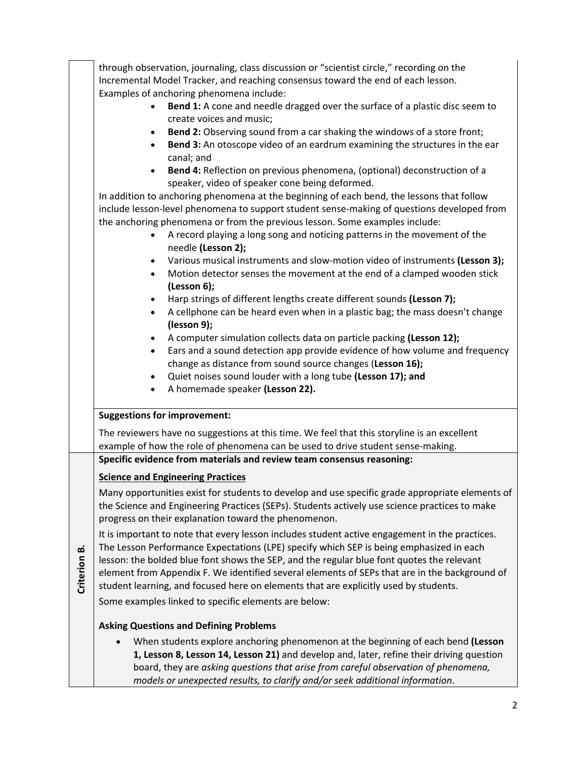through observation, journaling, class discussion or "scientist circle," recording on the Incremental Model Tracker, and reaching consensus toward the end of each lesson. Examples of anchoring phenomena include:

- **Bend 1:** A cone and needle dragged over the surface of a plastic disc seem to create voices and music;
- **Bend 2:** Observing sound from a car shaking the windows of a store front;
- **Bend 3:** An otoscope video of an eardrum examining the structures in the ear canal; and
- **Bend 4:** Reflection on previous phenomena, (optional) deconstruction of a speaker, video of speaker cone being deformed.

In addition to anchoring phenomena at the beginning of each bend, the lessons that follow include lesson-level phenomena to support student sense-making of questions developed from the anchoring phenomena or from the previous lesson. Some examples include:

- A record playing a long song and noticing patterns in the movement of the needle **(Lesson 2);**
- Various musical instruments and slow-motion video of instruments **(Lesson 3);**
- Motion detector senses the movement at the end of a clamped wooden stick **(Lesson 6);**
- Harp strings of different lengths create different sounds **(Lesson 7);**
- A cellphone can be heard even when in a plastic bag; the mass doesn't change **(lesson 9);**
- A computer simulation collects data on particle packing **(Lesson 12);**
- Ears and a sound detection app provide evidence of how volume and frequency change as distance from sound source changes (**Lesson 16);**
- Quiet noises sound louder with a long tube **(Lesson 17); and**
- A homemade speaker **(Lesson 22).**

**Suggestions for improvement:**

The reviewers have no suggestions at this time. We feel that this storyline is an excellent example of how the role of phenomena can be used to drive student sense-making.

**Criterion B.**

**Specific evidence from materials and review team consensus reasoning:**

**Science and Engineering Practices**

Many opportunities exist for students to develop and use specific grade appropriate elements of the Science and Engineering Practices (SEPs). Students actively use science practices to make progress on their explanation toward the phenomenon.

It is important to note that every lesson includes student active engagement in the practices. The Lesson Performance Expectations (LPE) specify which SEP is being emphasized in each lesson: the bolded blue font shows the SEP, and the regular blue font quotes the relevant element from Appendix F. We identified several elements of SEPs that are in the background of student learning, and focused here on elements that are explicitly used by students.

Some examples linked to specific elements are below:

**Asking Questions and Defining Problems**

- When students explore anchoring phenomenon at the beginning of each bend **(Lesson 1, Lesson 8, Lesson 14, Lesson 21)** and develop and, later, refine their driving question board, they are *asking questions that arise from careful observation of phenomena, models or unexpected results, to clarify and/or seek additional information*.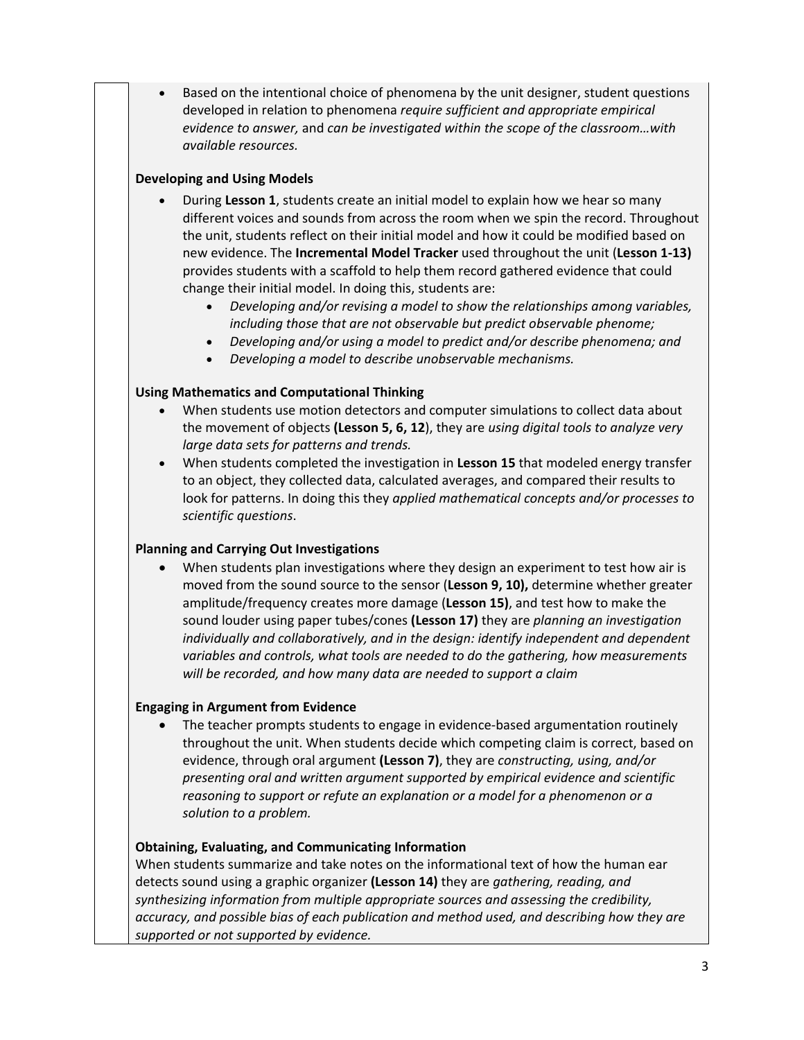- Based on the intentional choice of phenomena by the unit designer, student questions developed in relation to phenomena *require sufficient and appropriate empirical evidence to answer,* and *can be investigated within the scope of the classroom…with available resources.*

**Developing and Using Models**

- During **Lesson 1**, students create an initial model to explain how we hear so many different voices and sounds from across the room when we spin the record. Throughout the unit, students reflect on their initial model and how it could be modified based on new evidence. The **Incremental Model Tracker** used throughout the unit (**Lesson 1-13)** provides students with a scaffold to help them record gathered evidence that could change their initial model. In doing this, students are:
    - *Developing and/or revising a model to show the relationships among variables, including those that are not observable but predict observable phenome;*
    - *Developing and/or using a model to predict and/or describe phenomena; and*
    - *Developing a model to describe unobservable mechanisms.*

**Using Mathematics and Computational Thinking**

- When students use motion detectors and computer simulations to collect data about the movement of objects **(Lesson 5, 6, 12**), they are *using digital tools to analyze very large data sets for patterns and trends.*
- When students completed the investigation in **Lesson 15** that modeled energy transfer to an object, they collected data, calculated averages, and compared their results to look for patterns. In doing this they *applied mathematical concepts and/or processes to scientific questions*.

**Planning and Carrying Out Investigations**

- When students plan investigations where they design an experiment to test how air is moved from the sound source to the sensor (**Lesson 9, 10),** determine whether greater amplitude/frequency creates more damage (**Lesson 15)**, and test how to make the sound louder using paper tubes/cones **(Lesson 17)** they are *planning an investigation individually and collaboratively, and in the design: identify independent and dependent variables and controls, what tools are needed to do the gathering, how measurements will be recorded, and how many data are needed to support a claim*

**Engaging in Argument from Evidence**

- The teacher prompts students to engage in evidence-based argumentation routinely throughout the unit. When students decide which competing claim is correct, based on evidence, through oral argument **(Lesson 7)**, they are *constructing, using, and/or presenting oral and written argument supported by empirical evidence and scientific reasoning to support or refute an explanation or a model for a phenomenon or a solution to a problem.*

**Obtaining, Evaluating, and Communicating Information**

When students summarize and take notes on the informational text of how the human ear detects sound using a graphic organizer **(Lesson 14)** they are *gathering, reading, and synthesizing information from multiple appropriate sources and assessing the credibility, accuracy, and possible bias of each publication and method used, and describing how they are supported or not supported by evidence.*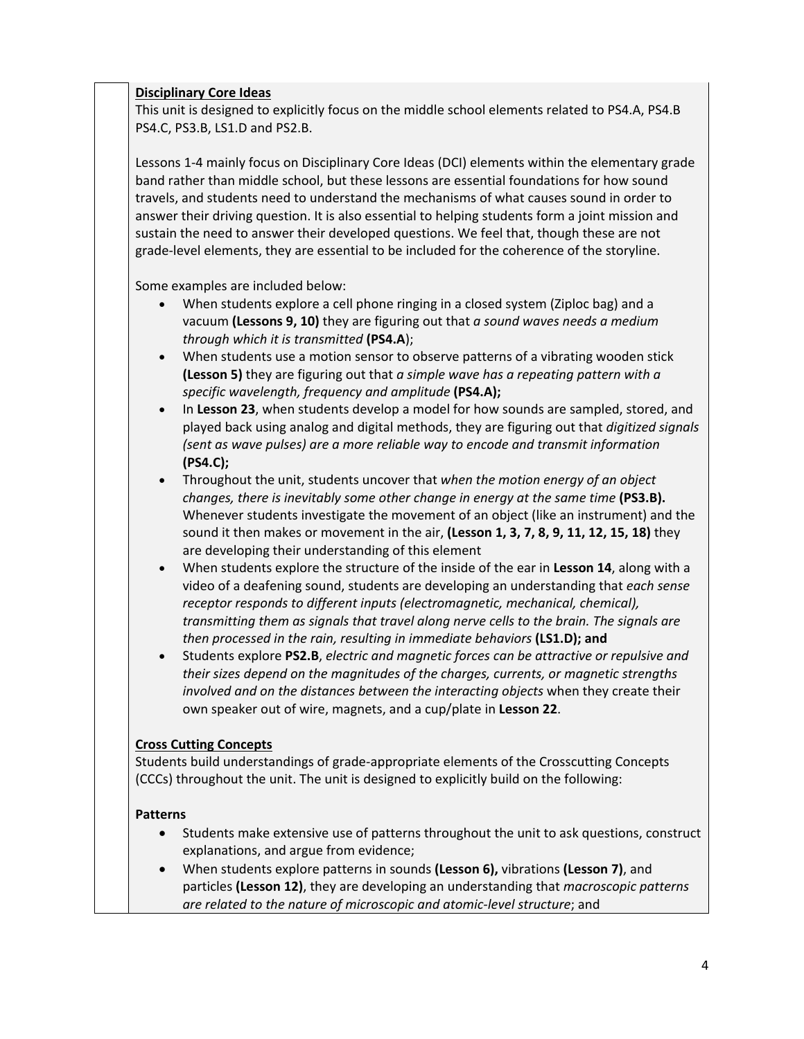**Disciplinary Core Ideas**

This unit is designed to explicitly focus on the middle school elements related to PS4.A, PS4.B PS4.C, PS3.B, LS1.D and PS2.B.

Lessons 1-4 mainly focus on Disciplinary Core Ideas (DCI) elements within the elementary grade band rather than middle school, but these lessons are essential foundations for how sound travels, and students need to understand the mechanisms of what causes sound in order to answer their driving question. It is also essential to helping students form a joint mission and sustain the need to answer their developed questions. We feel that, though these are not grade-level elements, they are essential to be included for the coherence of the storyline.

Some examples are included below:

- When students explore a cell phone ringing in a closed system (Ziploc bag) and a vacuum **(Lessons 9, 10)** they are figuring out that *a sound waves needs a medium through which it is transmitted* **(PS4.A**);
- When students use a motion sensor to observe patterns of a vibrating wooden stick **(Lesson 5)** they are figuring out that *a simple wave has a repeating pattern with a specific wavelength, frequency and amplitude* **(PS4.A);**
- In **Lesson 23**, when students develop a model for how sounds are sampled, stored, and played back using analog and digital methods, they are figuring out that *digitized signals (sent as wave pulses) are a more reliable way to encode and transmit information* **(PS4.C);**
- Throughout the unit, students uncover that *when the motion energy of an object changes, there is inevitably some other change in energy at the same time* **(PS3.B).** Whenever students investigate the movement of an object (like an instrument) and the sound it then makes or movement in the air, **(Lesson 1, 3, 7, 8, 9, 11, 12, 15, 18)** they are developing their understanding of this element
- When students explore the structure of the inside of the ear in **Lesson 14**, along with a video of a deafening sound, students are developing an understanding that *each sense receptor responds to different inputs (electromagnetic, mechanical, chemical), transmitting them as signals that travel along nerve cells to the brain. The signals are then processed in the rain, resulting in immediate behaviors* **(LS1.D); and**
- Students explore **PS2.B**, *electric and magnetic forces can be attractive or repulsive and their sizes depend on the magnitudes of the charges, currents, or magnetic strengths involved and on the distances between the interacting objects* when they create their own speaker out of wire, magnets, and a cup/plate in **Lesson 22**.

**Cross Cutting Concepts**

Students build understandings of grade-appropriate elements of the Crosscutting Concepts (CCCs) throughout the unit. The unit is designed to explicitly build on the following:

**Patterns**

- Students make extensive use of patterns throughout the unit to ask questions, construct explanations, and argue from evidence;
- When students explore patterns in sounds **(Lesson 6),** vibrations **(Lesson 7)**, and particles **(Lesson 12)**, they are developing an understanding that *macroscopic patterns are related to the nature of microscopic and atomic-level structure*; and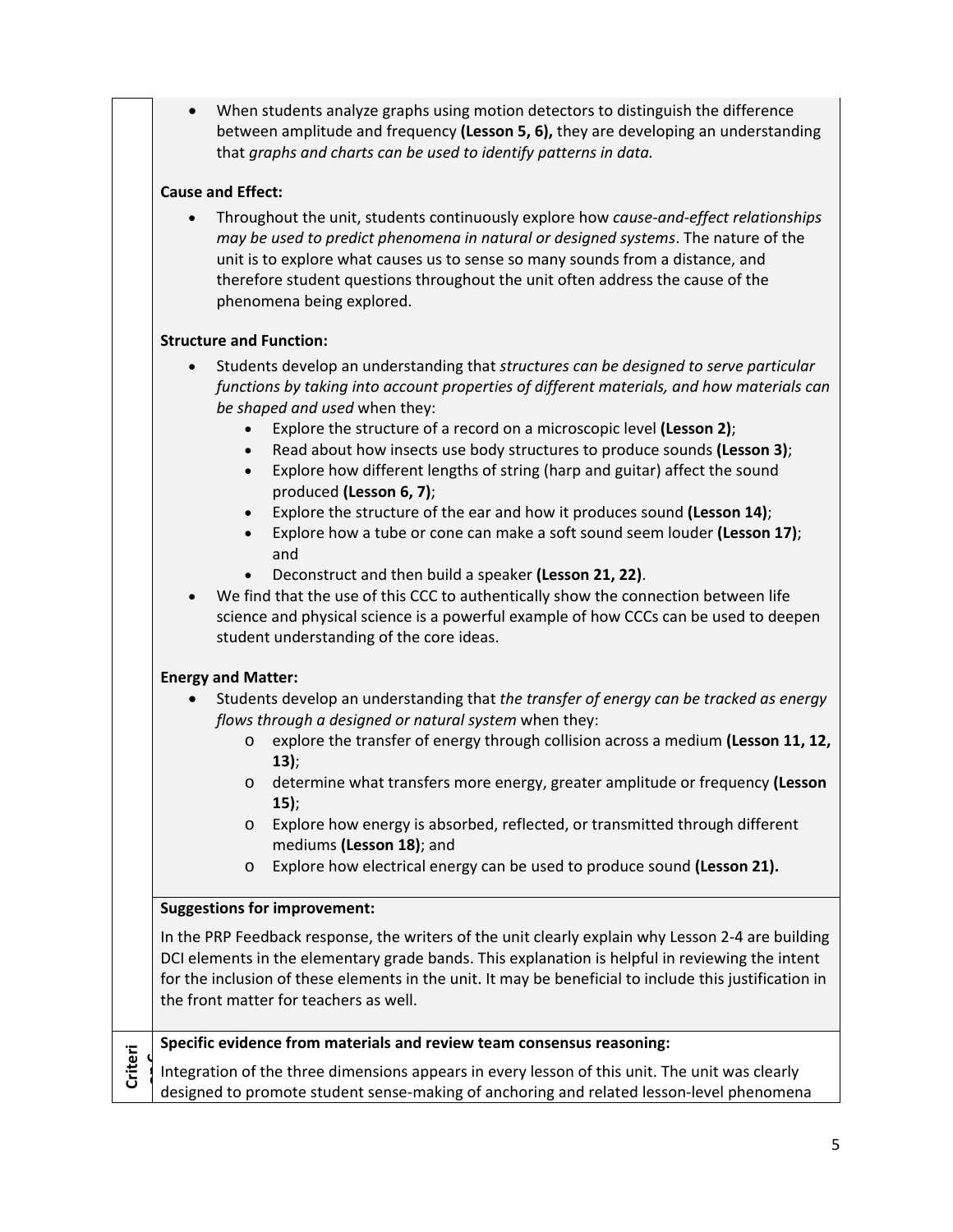- When students analyze graphs using motion detectors to distinguish the difference between amplitude and frequency **(Lesson 5, 6),** they are developing an understanding that *graphs and charts can be used to identify patterns in data.*

**Cause and Effect:**

- Throughout the unit, students continuously explore how *cause-and-effect relationships may be used to predict phenomena in natural or designed systems*. The nature of the unit is to explore what causes us to sense so many sounds from a distance, and therefore student questions throughout the unit often address the cause of the phenomena being explored.

**Structure and Function:**

- Students develop an understanding that *structures can be designed to serve particular functions by taking into account properties of different materials, and how materials can be shaped and used* when they:
    - Explore the structure of a record on a microscopic level **(Lesson 2)**;
    - Read about how insects use body structures to produce sounds **(Lesson 3)**;
    - Explore how different lengths of string (harp and guitar) affect the sound produced **(Lesson 6, 7)**;
    - Explore the structure of the ear and how it produces sound **(Lesson 14)**;
    - Explore how a tube or cone can make a soft sound seem louder **(Lesson 17)**; and
    - Deconstruct and then build a speaker **(Lesson 21, 22)**.
- We find that the use of this CCC to authentically show the connection between life science and physical science is a powerful example of how CCCs can be used to deepen student understanding of the core ideas.

**Energy and Matter:**

- Students develop an understanding that *the transfer of energy can be tracked as energy flows through a designed or natural system* when they:
    - explore the transfer of energy through collision across a medium **(Lesson 11, 12, 13)**;
    - determine what transfers more energy, greater amplitude or frequency **(Lesson 15)**;
    - Explore how energy is absorbed, reflected, or transmitted through different mediums **(Lesson 18)**; and
    - Explore how electrical energy can be used to produce sound **(Lesson 21).**

**Suggestions for improvement:**

In the PRP Feedback response, the writers of the unit clearly explain why Lesson 2-4 are building DCI elements in the elementary grade bands. This explanation is helpful in reviewing the intent for the inclusion of these elements in the unit. It may be beneficial to include this justification in the front matter for teachers as well.

Criterion C

**Specific evidence from materials and review team consensus reasoning:**

Integration of the three dimensions appears in every lesson of this unit. The unit was clearly designed to promote student sense-making of anchoring and related lesson-level phenomena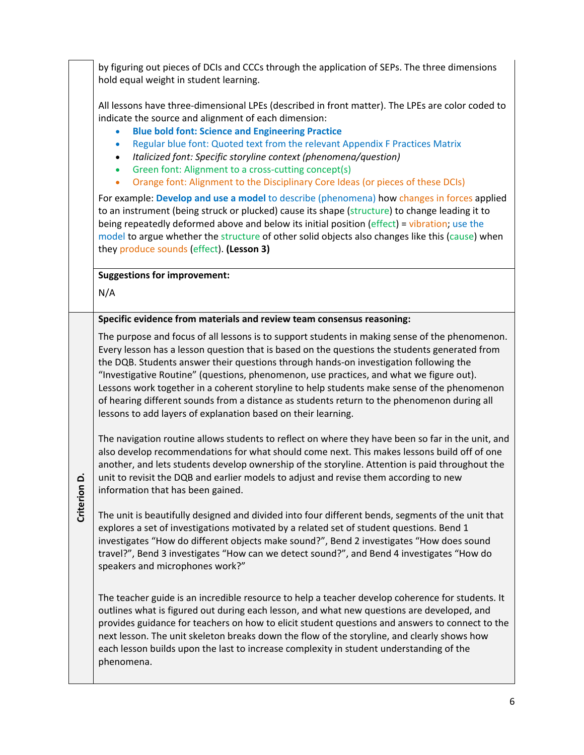by figuring out pieces of DCIs and CCCs through the application of SEPs. The three dimensions hold equal weight in student learning.

All lessons have three-dimensional LPEs (described in front matter). The LPEs are color coded to indicate the source and alignment of each dimension:

- **Blue bold font: Science and Engineering Practice**
- Regular blue font: Quoted text from the relevant Appendix F Practices Matrix
- *Italicized font: Specific storyline context (phenomena/question)*
- Green font: Alignment to a cross-cutting concept(s)
- Orange font: Alignment to the Disciplinary Core Ideas (or pieces of these DCIs)

For example: **Develop and use a model** to describe (phenomena) how changes in forces applied to an instrument (being struck or plucked) cause its shape (structure) to change leading it to being repeatedly deformed above and below its initial position (effect) = vibration; use the model to argue whether the structure of other solid objects also changes like this (cause) when they produce sounds (effect). **(Lesson 3)**

**Suggestions for improvement:**

N/A

## Criterion D.

**Specific evidence from materials and review team consensus reasoning:**

The purpose and focus of all lessons is to support students in making sense of the phenomenon. Every lesson has a lesson question that is based on the questions the students generated from the DQB. Students answer their questions through hands-on investigation following the "Investigative Routine" (questions, phenomenon, use practices, and what we figure out). Lessons work together in a coherent storyline to help students make sense of the phenomenon of hearing different sounds from a distance as students return to the phenomenon during all lessons to add layers of explanation based on their learning.

The navigation routine allows students to reflect on where they have been so far in the unit, and also develop recommendations for what should come next. This makes lessons build off of one another, and lets students develop ownership of the storyline. Attention is paid throughout the unit to revisit the DQB and earlier models to adjust and revise them according to new information that has been gained.

The unit is beautifully designed and divided into four different bends, segments of the unit that explores a set of investigations motivated by a related set of student questions. Bend 1 investigates "How do different objects make sound?", Bend 2 investigates "How does sound travel?", Bend 3 investigates "How can we detect sound?", and Bend 4 investigates "How do speakers and microphones work?"

The teacher guide is an incredible resource to help a teacher develop coherence for students. It outlines what is figured out during each lesson, and what new questions are developed, and provides guidance for teachers on how to elicit student questions and answers to connect to the next lesson. The unit skeleton breaks down the flow of the storyline, and clearly shows how each lesson builds upon the last to increase complexity in student understanding of the phenomena.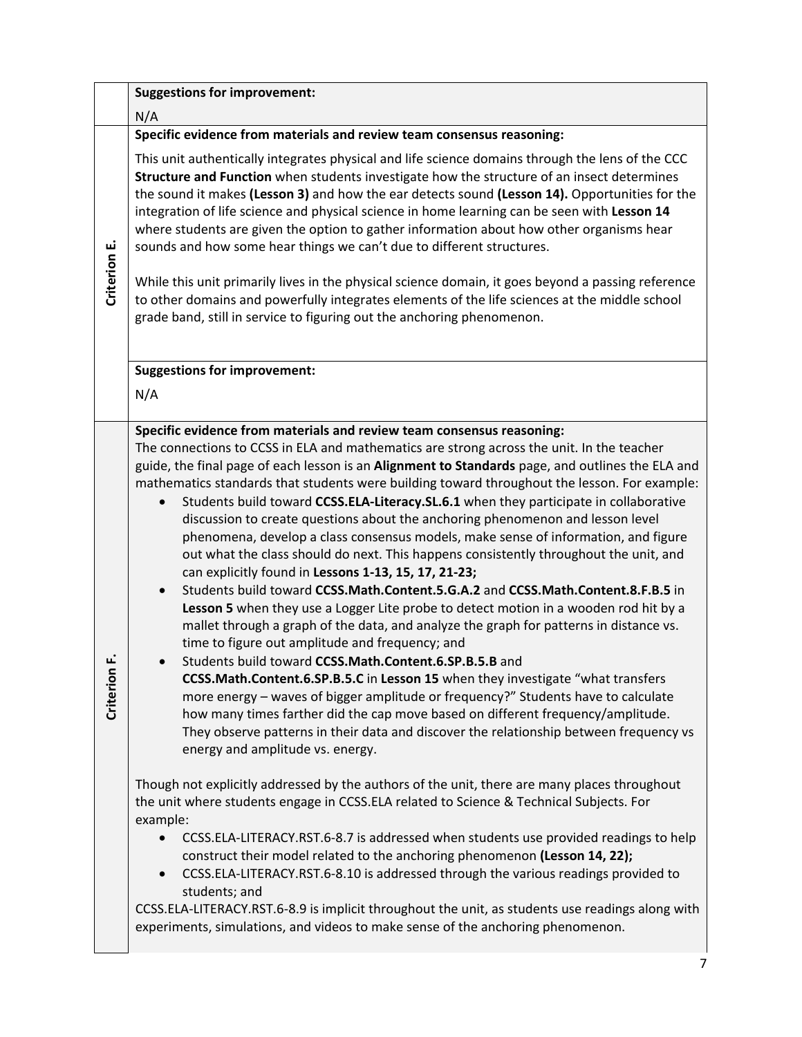| | |
|---|---|
| | **Suggestions for improvement:**<br><br>N/A |
| **Criterion E.** | **Specific evidence from materials and review team consensus reasoning:**<br><br>This unit authentically integrates physical and life science domains through the lens of the CCC **Structure and Function** when students investigate how the structure of an insect determines the sound it makes **(Lesson 3)** and how the ear detects sound **(Lesson 14).** Opportunities for the integration of life science and physical science in home learning can be seen with **Lesson 14** where students are given the option to gather information about how other organisms hear sounds and how some hear things we can't due to different structures.<br><br>While this unit primarily lives in the physical science domain, it goes beyond a passing reference to other domains and powerfully integrates elements of the life sciences at the middle school grade band, still in service to figuring out the anchoring phenomenon.<br><br>**Suggestions for improvement:**<br><br>N/A |
| **Criterion F.** | **Specific evidence from materials and review team consensus reasoning:**<br>The connections to CCSS in ELA and mathematics are strong across the unit. In the teacher guide, the final page of each lesson is an **Alignment to Standards** page, and outlines the ELA and mathematics standards that students were building toward throughout the lesson. For example:<br>• Students build toward **CCSS.ELA-Literacy.SL.6.1** when they participate in collaborative discussion to create questions about the anchoring phenomenon and lesson level phenomena, develop a class consensus models, make sense of information, and figure out what the class should do next. This happens consistently throughout the unit, and can explicitly found in **Lessons 1-13, 15, 17, 21-23;**<br>• Students build toward **CCSS.Math.Content.5.G.A.2** and **CCSS.Math.Content.8.F.B.5** in **Lesson 5** when they use a Logger Lite probe to detect motion in a wooden rod hit by a mallet through a graph of the data, and analyze the graph for patterns in distance vs. time to figure out amplitude and frequency; and<br>• Students build toward **CCSS.Math.Content.6.SP.B.5.B** and **CCSS.Math.Content.6.SP.B.5.C** in **Lesson 15** when they investigate "what transfers more energy – waves of bigger amplitude or frequency?" Students have to calculate how many times farther did the cap move based on different frequency/amplitude. They observe patterns in their data and discover the relationship between frequency vs energy and amplitude vs. energy.<br><br>Though not explicitly addressed by the authors of the unit, there are many places throughout the unit where students engage in CCSS.ELA related to Science & Technical Subjects. For example:<br>• CCSS.ELA-LITERACY.RST.6-8.7 is addressed when students use provided readings to help construct their model related to the anchoring phenomenon **(Lesson 14, 22);**<br>• CCSS.ELA-LITERACY.RST.6-8.10 is addressed through the various readings provided to students; and<br><br>CCSS.ELA-LITERACY.RST.6-8.9 is implicit throughout the unit, as students use readings along with experiments, simulations, and videos to make sense of the anchoring phenomenon. |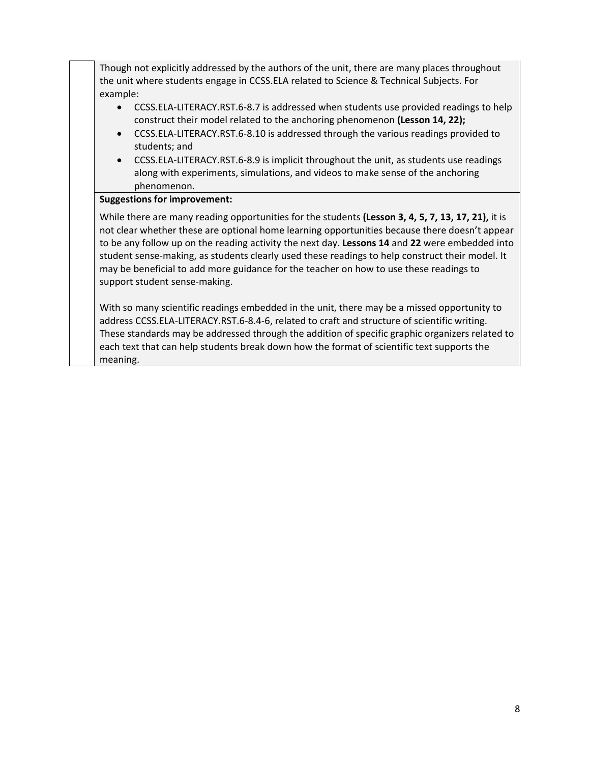Though not explicitly addressed by the authors of the unit, there are many places throughout the unit where students engage in CCSS.ELA related to Science & Technical Subjects. For example:

- CCSS.ELA-LITERACY.RST.6-8.7 is addressed when students use provided readings to help construct their model related to the anchoring phenomenon **(Lesson 14, 22);**
- CCSS.ELA-LITERACY.RST.6-8.10 is addressed through the various readings provided to students; and
- CCSS.ELA-LITERACY.RST.6-8.9 is implicit throughout the unit, as students use readings along with experiments, simulations, and videos to make sense of the anchoring phenomenon.

**Suggestions for improvement:**

While there are many reading opportunities for the students **(Lesson 3, 4, 5, 7, 13, 17, 21),** it is not clear whether these are optional home learning opportunities because there doesn't appear to be any follow up on the reading activity the next day. **Lessons 14** and **22** were embedded into student sense-making, as students clearly used these readings to help construct their model. It may be beneficial to add more guidance for the teacher on how to use these readings to support student sense-making.

With so many scientific readings embedded in the unit, there may be a missed opportunity to address CCSS.ELA-LITERACY.RST.6-8.4-6, related to craft and structure of scientific writing. These standards may be addressed through the addition of specific graphic organizers related to each text that can help students break down how the format of scientific text supports the meaning.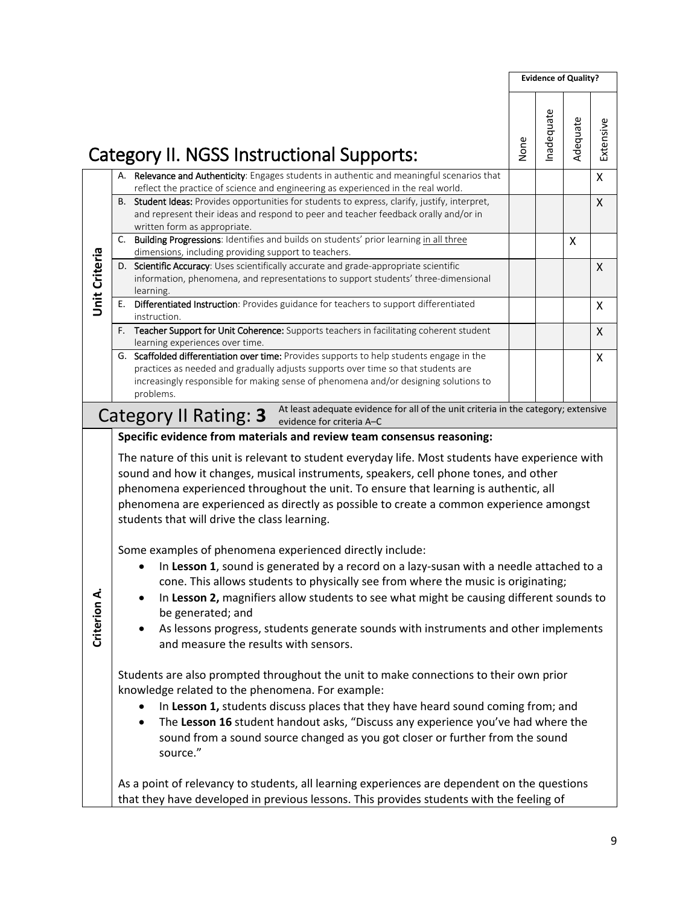## Category II. NGSS Instructional Supports:

| | Criteria | None | Inadequate | Adequate | Extensive |
|---|---|---|---|---|---|
| Unit Criteria | A. **Relevance and Authenticity**: Engages students in authentic and meaningful scenarios that reflect the practice of science and engineering as experienced in the real world. | | | | X |
| | B. **Student Ideas:** Provides opportunities for students to express, clarify, justify, interpret, and represent their ideas and respond to peer and teacher feedback orally and/or in written form as appropriate. | | | | X |
| | C. **Building Progressions**: Identifies and builds on students' prior learning in all three dimensions, including providing support to teachers. | | | X | |
| | D. **Scientific Accuracy**: Uses scientifically accurate and grade-appropriate scientific information, phenomena, and representations to support students' three-dimensional learning. | | | | X |
| | E. **Differentiated Instruction**: Provides guidance for teachers to support differentiated instruction. | | | | X |
| | F. **Teacher Support for Unit Coherence:** Supports teachers in facilitating coherent student learning experiences over time. | | | | X |
| | G. **Scaffolded differentiation over time:** Provides supports to help students engage in the practices as needed and gradually adjusts supports over time so that students are increasingly responsible for making sense of phenomena and/or designing solutions to problems. | | | | X |

**Category II Rating: 3** — At least adequate evidence for all of the unit criteria in the category; extensive evidence for criteria A–C

### Criterion A.

**Specific evidence from materials and review team consensus reasoning:**

The nature of this unit is relevant to student everyday life. Most students have experience with sound and how it changes, musical instruments, speakers, cell phone tones, and other phenomena experienced throughout the unit. To ensure that learning is authentic, all phenomena are experienced as directly as possible to create a common experience amongst students that will drive the class learning.

Some examples of phenomena experienced directly include:

- In **Lesson 1**, sound is generated by a record on a lazy-susan with a needle attached to a cone. This allows students to physically see from where the music is originating;
- In **Lesson 2,** magnifiers allow students to see what might be causing different sounds to be generated; and
- As lessons progress, students generate sounds with instruments and other implements and measure the results with sensors.

Students are also prompted throughout the unit to make connections to their own prior knowledge related to the phenomena. For example:

- In **Lesson 1,** students discuss places that they have heard sound coming from; and
- The **Lesson 16** student handout asks, "Discuss any experience you've had where the sound from a sound source changed as you got closer or further from the sound source."

As a point of relevancy to students, all learning experiences are dependent on the questions that they have developed in previous lessons. This provides students with the feeling of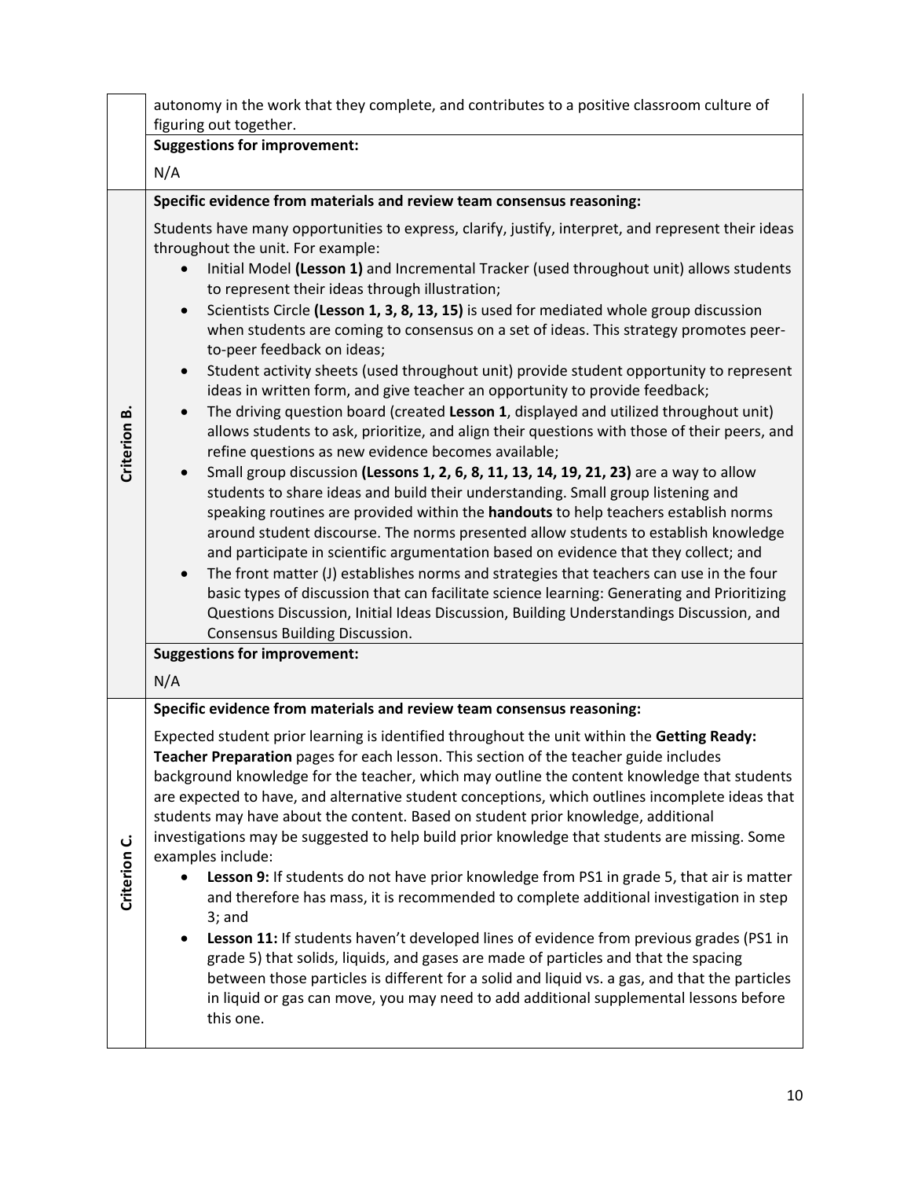| | |
|---|---|
| | autonomy in the work that they complete, and contributes to a positive classroom culture of figuring out together. |
| | **Suggestions for improvement:** |
| | N/A |
| **Criterion B.** | **Specific evidence from materials and review team consensus reasoning:**<br><br>Students have many opportunities to express, clarify, justify, interpret, and represent their ideas throughout the unit. For example:<br>• Initial Model **(Lesson 1)** and Incremental Tracker (used throughout unit) allows students to represent their ideas through illustration;<br>• Scientists Circle **(Lesson 1, 3, 8, 13, 15)** is used for mediated whole group discussion when students are coming to consensus on a set of ideas. This strategy promotes peer-to-peer feedback on ideas;<br>• Student activity sheets (used throughout unit) provide student opportunity to represent ideas in written form, and give teacher an opportunity to provide feedback;<br>• The driving question board (created **Lesson 1**, displayed and utilized throughout unit) allows students to ask, prioritize, and align their questions with those of their peers, and refine questions as new evidence becomes available;<br>• Small group discussion **(Lessons 1, 2, 6, 8, 11, 13, 14, 19, 21, 23)** are a way to allow students to share ideas and build their understanding. Small group listening and speaking routines are provided within the **handouts** to help teachers establish norms around student discourse. The norms presented allow students to establish knowledge and participate in scientific argumentation based on evidence that they collect; and<br>• The front matter (J) establishes norms and strategies that teachers can use in the four basic types of discussion that can facilitate science learning: Generating and Prioritizing Questions Discussion, Initial Ideas Discussion, Building Understandings Discussion, and Consensus Building Discussion. |
| | **Suggestions for improvement:** |
| | N/A |
| **Criterion C.** | **Specific evidence from materials and review team consensus reasoning:**<br><br>Expected student prior learning is identified throughout the unit within the **Getting Ready: Teacher Preparation** pages for each lesson. This section of the teacher guide includes background knowledge for the teacher, which may outline the content knowledge that students are expected to have, and alternative student conceptions, which outlines incomplete ideas that students may have about the content. Based on student prior knowledge, additional investigations may be suggested to help build prior knowledge that students are missing. Some examples include:<br>• **Lesson 9:** If students do not have prior knowledge from PS1 in grade 5, that air is matter and therefore has mass, it is recommended to complete additional investigation in step 3; and<br>• **Lesson 11:** If students haven't developed lines of evidence from previous grades (PS1 in grade 5) that solids, liquids, and gases are made of particles and that the spacing between those particles is different for a solid and liquid vs. a gas, and that the particles in liquid or gas can move, you may need to add additional supplemental lessons before this one. |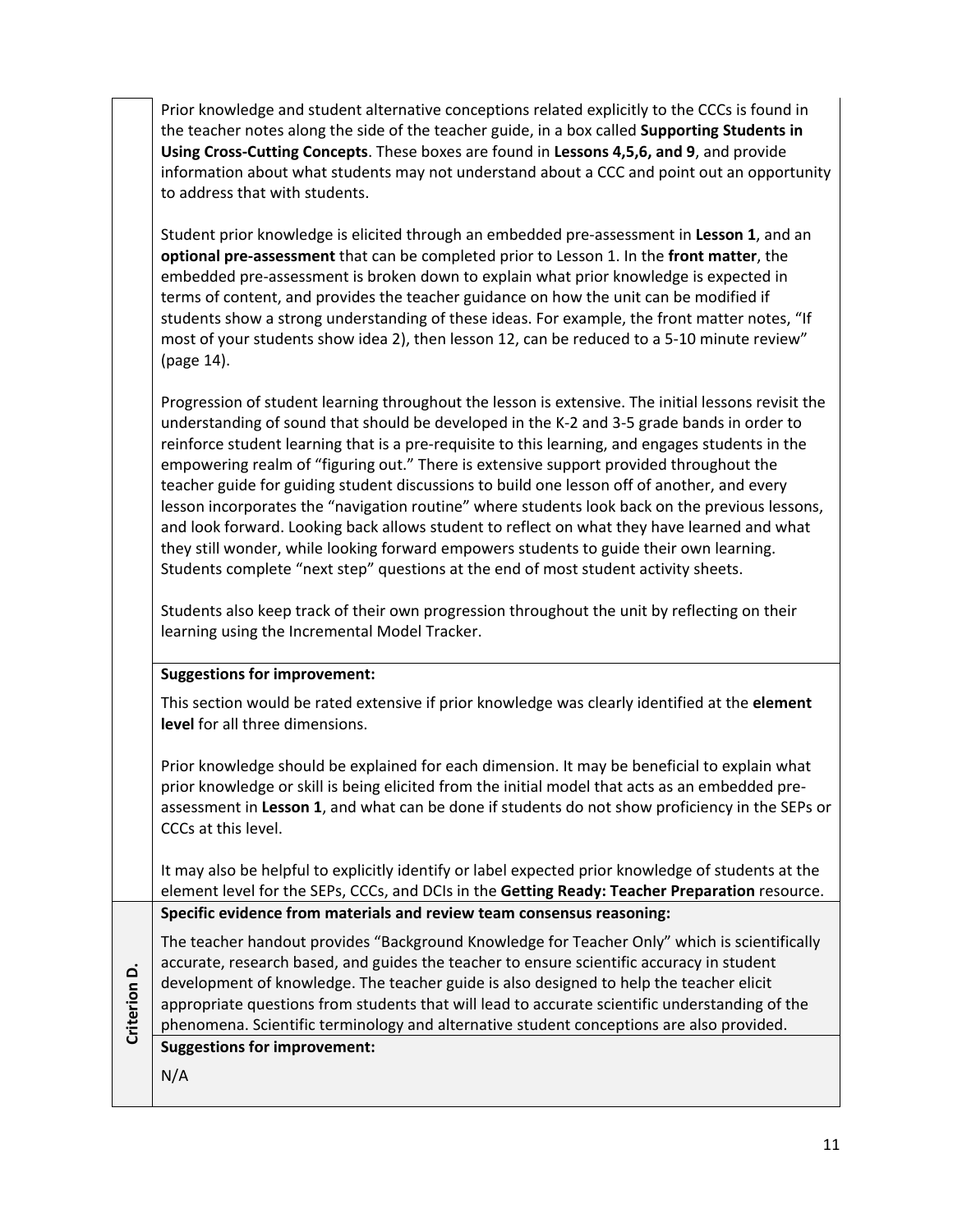Prior knowledge and student alternative conceptions related explicitly to the CCCs is found in the teacher notes along the side of the teacher guide, in a box called **Supporting Students in Using Cross-Cutting Concepts**. These boxes are found in **Lessons 4,5,6, and 9**, and provide information about what students may not understand about a CCC and point out an opportunity to address that with students.

Student prior knowledge is elicited through an embedded pre-assessment in **Lesson 1**, and an **optional pre-assessment** that can be completed prior to Lesson 1. In the **front matter**, the embedded pre-assessment is broken down to explain what prior knowledge is expected in terms of content, and provides the teacher guidance on how the unit can be modified if students show a strong understanding of these ideas. For example, the front matter notes, "If most of your students show idea 2), then lesson 12, can be reduced to a 5-10 minute review" (page 14).

Progression of student learning throughout the lesson is extensive. The initial lessons revisit the understanding of sound that should be developed in the K-2 and 3-5 grade bands in order to reinforce student learning that is a pre-requisite to this learning, and engages students in the empowering realm of "figuring out." There is extensive support provided throughout the teacher guide for guiding student discussions to build one lesson off of another, and every lesson incorporates the "navigation routine" where students look back on the previous lessons, and look forward. Looking back allows student to reflect on what they have learned and what they still wonder, while looking forward empowers students to guide their own learning. Students complete "next step" questions at the end of most student activity sheets.

Students also keep track of their own progression throughout the unit by reflecting on their learning using the Incremental Model Tracker.

**Suggestions for improvement:**

This section would be rated extensive if prior knowledge was clearly identified at the **element level** for all three dimensions.

Prior knowledge should be explained for each dimension. It may be beneficial to explain what prior knowledge or skill is being elicited from the initial model that acts as an embedded pre-assessment in **Lesson 1**, and what can be done if students do not show proficiency in the SEPs or CCCs at this level.

It may also be helpful to explicitly identify or label expected prior knowledge of students at the element level for the SEPs, CCCs, and DCIs in the **Getting Ready: Teacher Preparation** resource.

## Criterion D.

**Specific evidence from materials and review team consensus reasoning:**

The teacher handout provides "Background Knowledge for Teacher Only" which is scientifically accurate, research based, and guides the teacher to ensure scientific accuracy in student development of knowledge. The teacher guide is also designed to help the teacher elicit appropriate questions from students that will lead to accurate scientific understanding of the phenomena. Scientific terminology and alternative student conceptions are also provided.

**Suggestions for improvement:**

N/A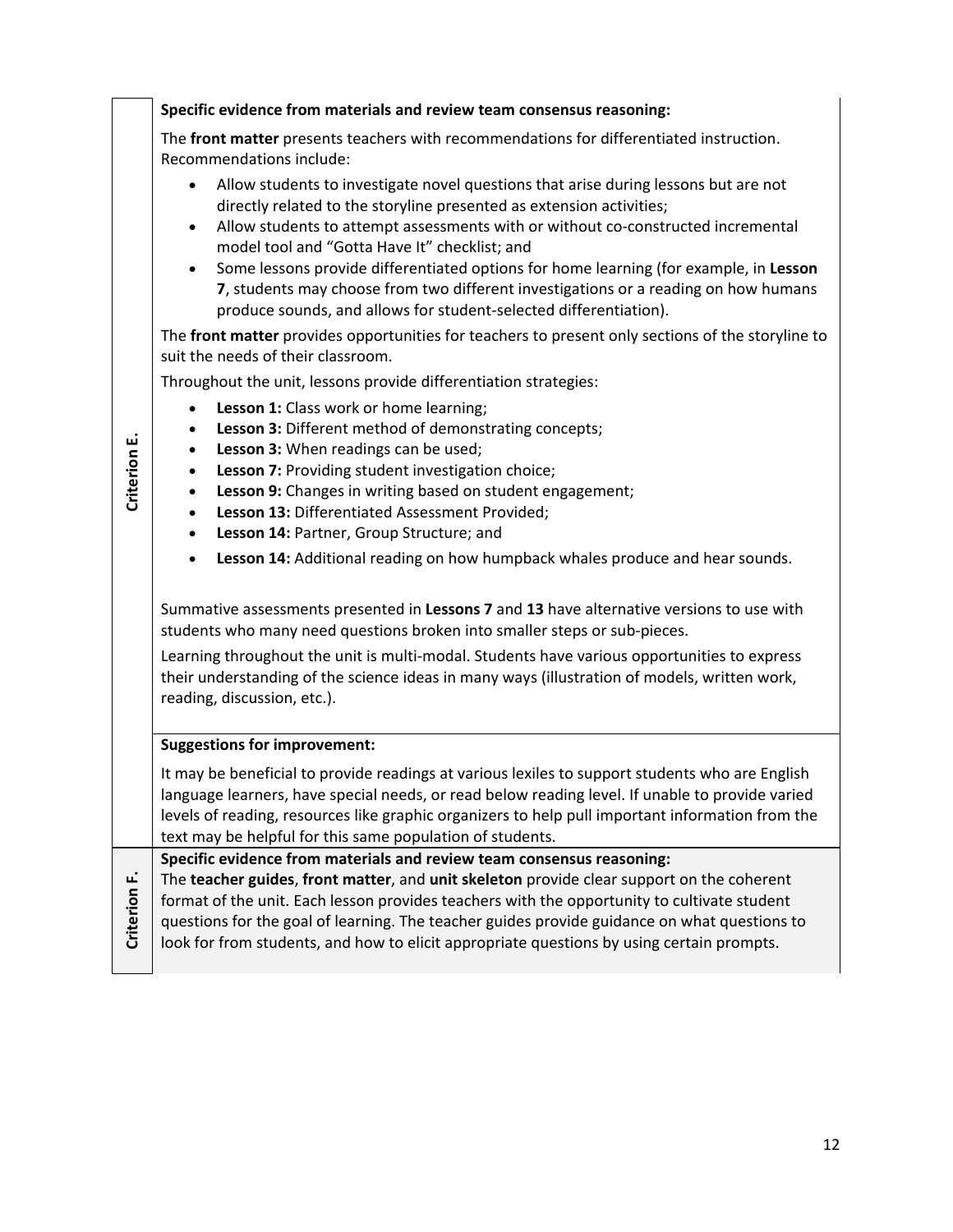| | |
|---|---|
| **Criterion E.** | **Specific evidence from materials and review team consensus reasoning:**<br><br>The **front matter** presents teachers with recommendations for differentiated instruction. Recommendations include:<br><br>• Allow students to investigate novel questions that arise during lessons but are not directly related to the storyline presented as extension activities;<br>• Allow students to attempt assessments with or without co-constructed incremental model tool and "Gotta Have It" checklist; and<br>• Some lessons provide differentiated options for home learning (for example, in **Lesson 7**, students may choose from two different investigations or a reading on how humans produce sounds, and allows for student-selected differentiation).<br><br>The **front matter** provides opportunities for teachers to present only sections of the storyline to suit the needs of their classroom.<br><br>Throughout the unit, lessons provide differentiation strategies:<br><br>• **Lesson 1:** Class work or home learning;<br>• **Lesson 3:** Different method of demonstrating concepts;<br>• **Lesson 3:** When readings can be used;<br>• **Lesson 7:** Providing student investigation choice;<br>• **Lesson 9:** Changes in writing based on student engagement;<br>• **Lesson 13:** Differentiated Assessment Provided;<br>• **Lesson 14:** Partner, Group Structure; and<br>• **Lesson 14:** Additional reading on how humpback whales produce and hear sounds.<br><br>Summative assessments presented in **Lessons 7** and **13** have alternative versions to use with students who many need questions broken into smaller steps or sub-pieces.<br><br>Learning throughout the unit is multi-modal. Students have various opportunities to express their understanding of the science ideas in many ways (illustration of models, written work, reading, discussion, etc.). |
| | **Suggestions for improvement:**<br><br>It may be beneficial to provide readings at various lexiles to support students who are English language learners, have special needs, or read below reading level. If unable to provide varied levels of reading, resources like graphic organizers to help pull important information from the text may be helpful for this same population of students. |
| **Criterion F.** | **Specific evidence from materials and review team consensus reasoning:**<br>The **teacher guides**, **front matter**, and **unit skeleton** provide clear support on the coherent format of the unit. Each lesson provides teachers with the opportunity to cultivate student questions for the goal of learning. The teacher guides provide guidance on what questions to look for from students, and how to elicit appropriate questions by using certain prompts. |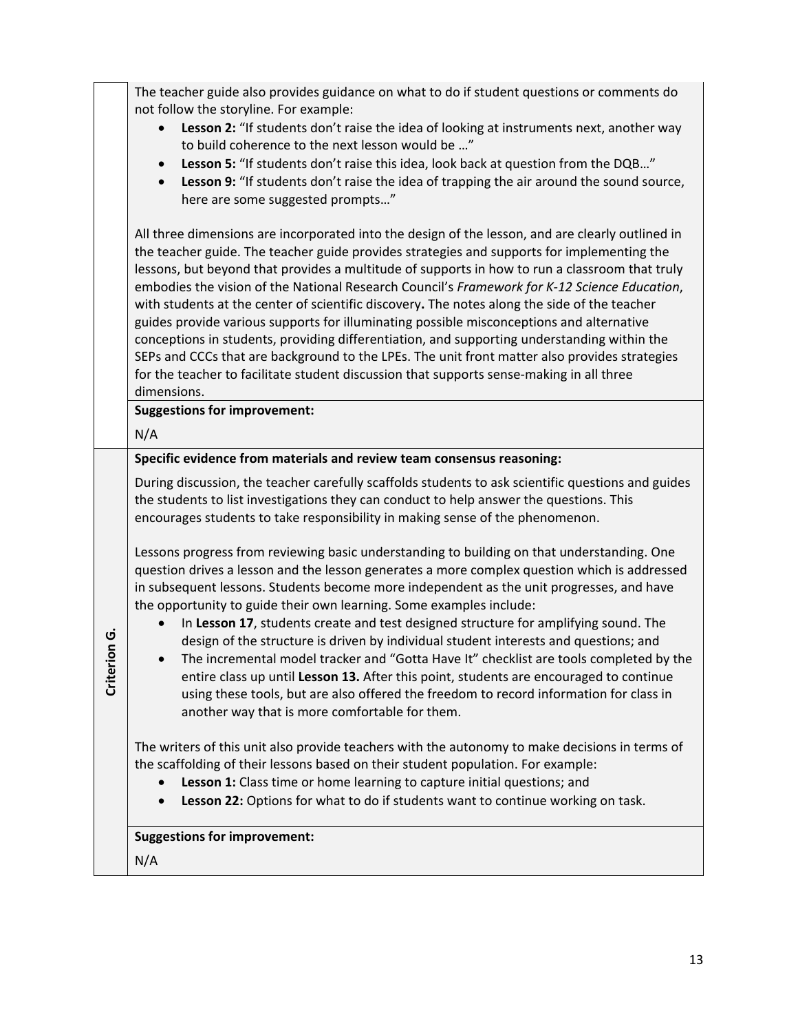| | |
|---|---|
| | The teacher guide also provides guidance on what to do if student questions or comments do not follow the storyline. For example:<br>• **Lesson 2:** "If students don't raise the idea of looking at instruments next, another way to build coherence to the next lesson would be …"<br>• **Lesson 5:** "If students don't raise this idea, look back at question from the DQB…"<br>• **Lesson 9:** "If students don't raise the idea of trapping the air around the sound source, here are some suggested prompts…"<br><br>All three dimensions are incorporated into the design of the lesson, and are clearly outlined in the teacher guide. The teacher guide provides strategies and supports for implementing the lessons, but beyond that provides a multitude of supports in how to run a classroom that truly embodies the vision of the National Research Council's *Framework for K-12 Science Education*, with students at the center of scientific discovery**.** The notes along the side of the teacher guides provide various supports for illuminating possible misconceptions and alternative conceptions in students, providing differentiation, and supporting understanding within the SEPs and CCCs that are background to the LPEs. The unit front matter also provides strategies for the teacher to facilitate student discussion that supports sense-making in all three dimensions. |
| | **Suggestions for improvement:**<br>N/A |
| **Criterion G.** | **Specific evidence from materials and review team consensus reasoning:**<br>During discussion, the teacher carefully scaffolds students to ask scientific questions and guides the students to list investigations they can conduct to help answer the questions. This encourages students to take responsibility in making sense of the phenomenon.<br><br>Lessons progress from reviewing basic understanding to building on that understanding. One question drives a lesson and the lesson generates a more complex question which is addressed in subsequent lessons. Students become more independent as the unit progresses, and have the opportunity to guide their own learning. Some examples include:<br>• In **Lesson 17**, students create and test designed structure for amplifying sound. The design of the structure is driven by individual student interests and questions; and<br>• The incremental model tracker and "Gotta Have It" checklist are tools completed by the entire class up until **Lesson 13.** After this point, students are encouraged to continue using these tools, but are also offered the freedom to record information for class in another way that is more comfortable for them.<br><br>The writers of this unit also provide teachers with the autonomy to make decisions in terms of the scaffolding of their lessons based on their student population. For example:<br>• **Lesson 1:** Class time or home learning to capture initial questions; and<br>• **Lesson 22:** Options for what to do if students want to continue working on task. |
| | **Suggestions for improvement:**<br>N/A |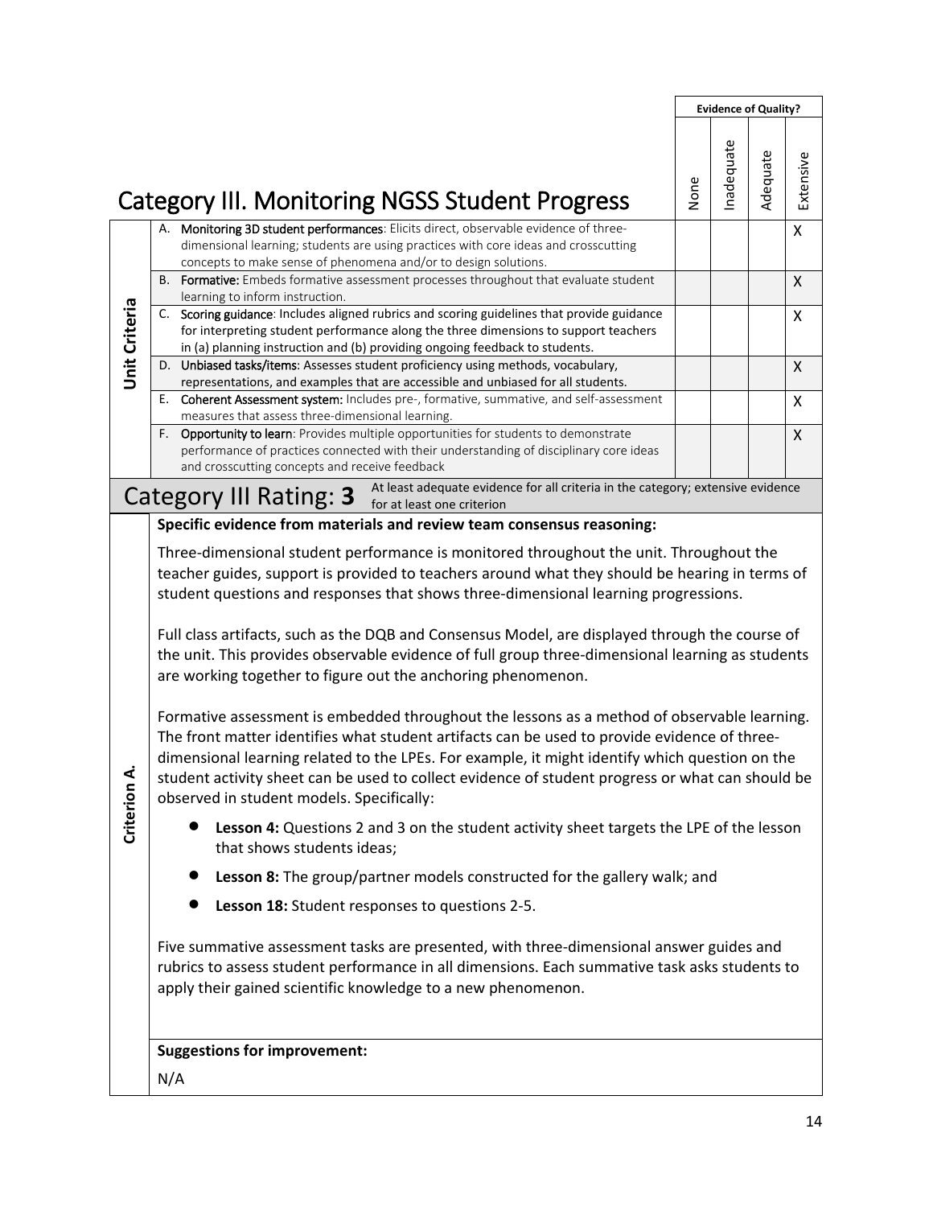# Category III. Monitoring NGSS Student Progress

| | Criteria | None | Inadequate | Adequate | Extensive |
|---|---|---|---|---|---|
| Unit Criteria | A. **Monitoring 3D student performances**: Elicits direct, observable evidence of three-dimensional learning; students are using practices with core ideas and crosscutting concepts to make sense of phenomena and/or to design solutions. | | | | X |
| | B. **Formative:** Embeds formative assessment processes throughout that evaluate student learning to inform instruction. | | | | X |
| | C. **Scoring guidance**: Includes aligned rubrics and scoring guidelines that provide guidance for interpreting student performance along the three dimensions to support teachers in (a) planning instruction and (b) providing ongoing feedback to students. | | | | X |
| | D. **Unbiased tasks/items**: Assesses student proficiency using methods, vocabulary, representations, and examples that are accessible and unbiased for all students. | | | | X |
| | E. **Coherent Assessment system:** Includes pre-, formative, summative, and self-assessment measures that assess three-dimensional learning. | | | | X |
| | F. **Opportunity to learn**: Provides multiple opportunities for students to demonstrate performance of practices connected with their understanding of disciplinary core ideas and crosscutting concepts and receive feedback | | | | X |

## Category III Rating: 3

At least adequate evidence for all criteria in the category; extensive evidence for at least one criterion

### Criterion A.

**Specific evidence from materials and review team consensus reasoning:**

Three-dimensional student performance is monitored throughout the unit. Throughout the teacher guides, support is provided to teachers around what they should be hearing in terms of student questions and responses that shows three-dimensional learning progressions.

Full class artifacts, such as the DQB and Consensus Model, are displayed through the course of the unit. This provides observable evidence of full group three-dimensional learning as students are working together to figure out the anchoring phenomenon.

Formative assessment is embedded throughout the lessons as a method of observable learning. The front matter identifies what student artifacts can be used to provide evidence of three-dimensional learning related to the LPEs. For example, it might identify which question on the student activity sheet can be used to collect evidence of student progress or what can should be observed in student models. Specifically:

- **Lesson 4:** Questions 2 and 3 on the student activity sheet targets the LPE of the lesson that shows students ideas;
- **Lesson 8:** The group/partner models constructed for the gallery walk; and
- **Lesson 18:** Student responses to questions 2-5.

Five summative assessment tasks are presented, with three-dimensional answer guides and rubrics to assess student performance in all dimensions. Each summative task asks students to apply their gained scientific knowledge to a new phenomenon.

**Suggestions for improvement:**

N/A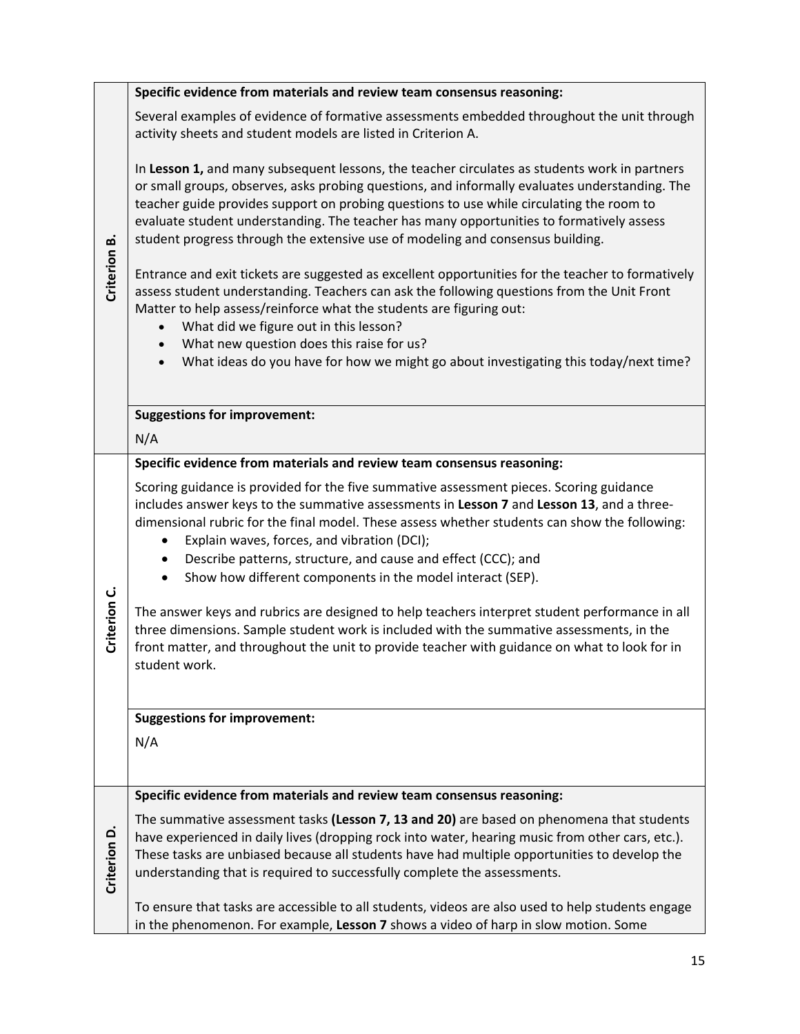| | |
|---|---|
| **Criterion B.** | **Specific evidence from materials and review team consensus reasoning:**<br><br>Several examples of evidence of formative assessments embedded throughout the unit through activity sheets and student models are listed in Criterion A.<br><br>In **Lesson 1,** and many subsequent lessons, the teacher circulates as students work in partners or small groups, observes, asks probing questions, and informally evaluates understanding. The teacher guide provides support on probing questions to use while circulating the room to evaluate student understanding. The teacher has many opportunities to formatively assess student progress through the extensive use of modeling and consensus building.<br><br>Entrance and exit tickets are suggested as excellent opportunities for the teacher to formatively assess student understanding. Teachers can ask the following questions from the Unit Front Matter to help assess/reinforce what the students are figuring out:<br>• What did we figure out in this lesson?<br>• What new question does this raise for us?<br>• What ideas do you have for how we might go about investigating this today/next time? |
| | **Suggestions for improvement:**<br><br>N/A |
| **Criterion C.** | **Specific evidence from materials and review team consensus reasoning:**<br><br>Scoring guidance is provided for the five summative assessment pieces. Scoring guidance includes answer keys to the summative assessments in **Lesson 7** and **Lesson 13**, and a three-dimensional rubric for the final model. These assess whether students can show the following:<br>• Explain waves, forces, and vibration (DCI);<br>• Describe patterns, structure, and cause and effect (CCC); and<br>• Show how different components in the model interact (SEP).<br><br>The answer keys and rubrics are designed to help teachers interpret student performance in all three dimensions. Sample student work is included with the summative assessments, in the front matter, and throughout the unit to provide teacher with guidance on what to look for in student work. |
| | **Suggestions for improvement:**<br><br>N/A |
| **Criterion D.** | **Specific evidence from materials and review team consensus reasoning:**<br><br>The summative assessment tasks **(Lesson 7, 13 and 20)** are based on phenomena that students have experienced in daily lives (dropping rock into water, hearing music from other cars, etc.). These tasks are unbiased because all students have had multiple opportunities to develop the understanding that is required to successfully complete the assessments.<br><br>To ensure that tasks are accessible to all students, videos are also used to help students engage in the phenomenon. For example, **Lesson 7** shows a video of harp in slow motion. Some |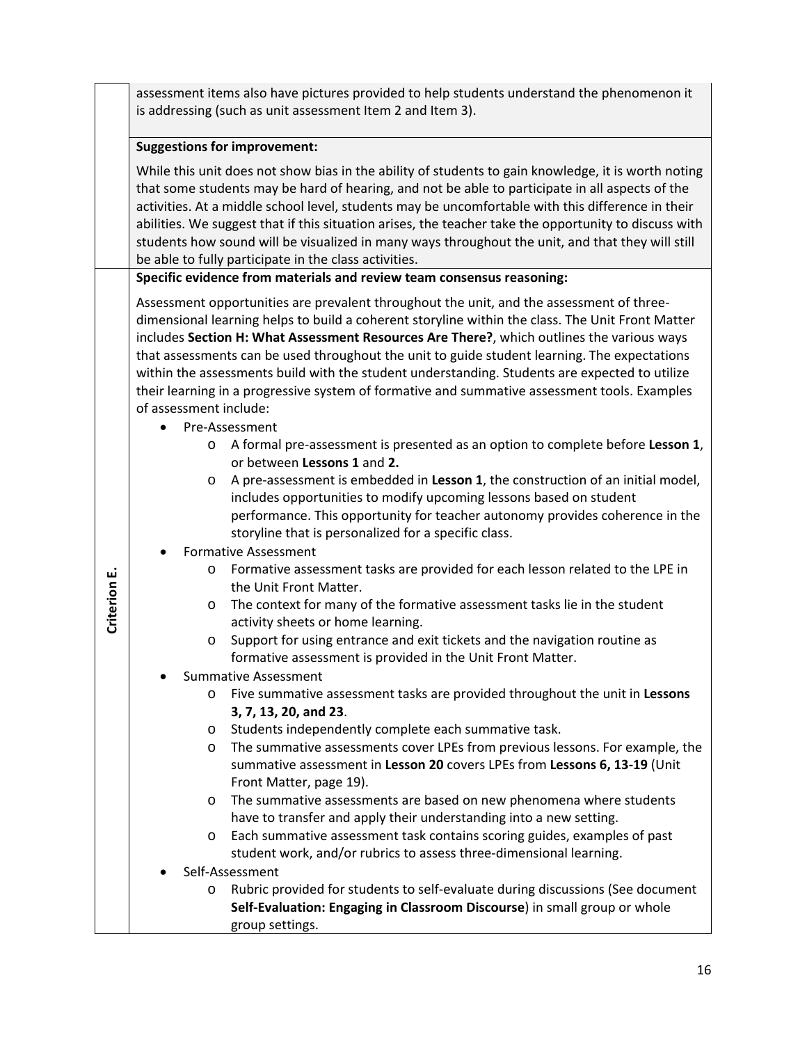assessment items also have pictures provided to help students understand the phenomenon it is addressing (such as unit assessment Item 2 and Item 3).

**Suggestions for improvement:**

While this unit does not show bias in the ability of students to gain knowledge, it is worth noting that some students may be hard of hearing, and not be able to participate in all aspects of the activities. At a middle school level, students may be uncomfortable with this difference in their abilities. We suggest that if this situation arises, the teacher take the opportunity to discuss with students how sound will be visualized in many ways throughout the unit, and that they will still be able to fully participate in the class activities.

## Criterion E.

**Specific evidence from materials and review team consensus reasoning:**

Assessment opportunities are prevalent throughout the unit, and the assessment of three-dimensional learning helps to build a coherent storyline within the class. The Unit Front Matter includes **Section H: What Assessment Resources Are There?**, which outlines the various ways that assessments can be used throughout the unit to guide student learning. The expectations within the assessments build with the student understanding. Students are expected to utilize their learning in a progressive system of formative and summative assessment tools. Examples of assessment include:

- Pre-Assessment
  - A formal pre-assessment is presented as an option to complete before **Lesson 1**, or between **Lessons 1** and **2.**
  - A pre-assessment is embedded in **Lesson 1**, the construction of an initial model, includes opportunities to modify upcoming lessons based on student performance. This opportunity for teacher autonomy provides coherence in the storyline that is personalized for a specific class.
- Formative Assessment
  - Formative assessment tasks are provided for each lesson related to the LPE in the Unit Front Matter.
  - The context for many of the formative assessment tasks lie in the student activity sheets or home learning.
  - Support for using entrance and exit tickets and the navigation routine as formative assessment is provided in the Unit Front Matter.
- Summative Assessment
  - Five summative assessment tasks are provided throughout the unit in **Lessons 3, 7, 13, 20, and 23**.
  - Students independently complete each summative task.
  - The summative assessments cover LPEs from previous lessons. For example, the summative assessment in **Lesson 20** covers LPEs from **Lessons 6, 13-19** (Unit Front Matter, page 19).
  - The summative assessments are based on new phenomena where students have to transfer and apply their understanding into a new setting.
  - Each summative assessment task contains scoring guides, examples of past student work, and/or rubrics to assess three-dimensional learning.
- Self-Assessment
  - Rubric provided for students to self-evaluate during discussions (See document **Self-Evaluation: Engaging in Classroom Discourse**) in small group or whole group settings.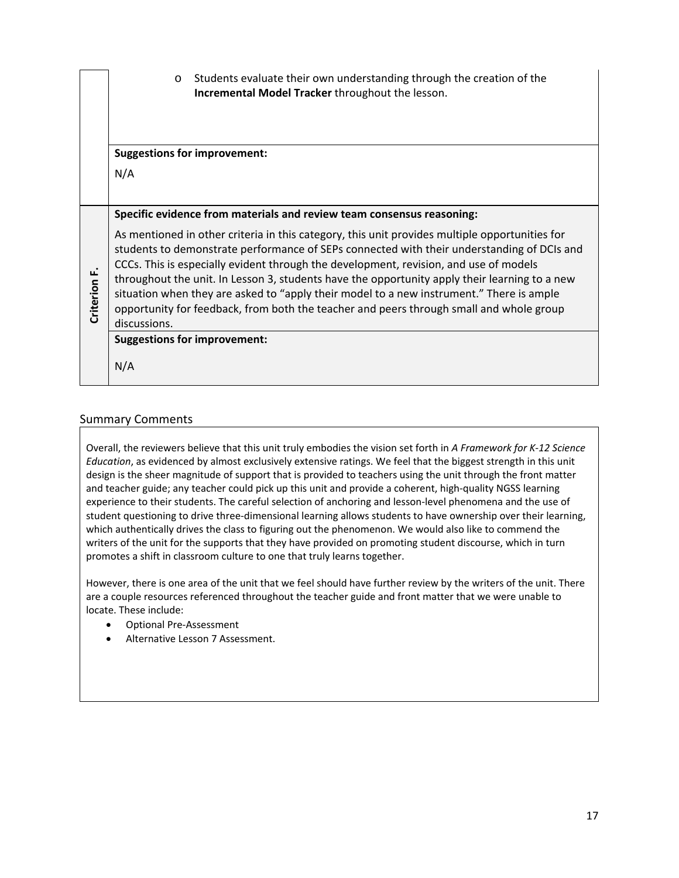| | |
|---|---|
| | - Students evaluate their own understanding through the creation of the **Incremental Model Tracker** throughout the lesson. |
| | **Suggestions for improvement:**<br><br>N/A |
| **Criterion F.** | **Specific evidence from materials and review team consensus reasoning:**<br><br>As mentioned in other criteria in this category, this unit provides multiple opportunities for students to demonstrate performance of SEPs connected with their understanding of DCIs and CCCs. This is especially evident through the development, revision, and use of models throughout the unit. In Lesson 3, students have the opportunity apply their learning to a new situation when they are asked to "apply their model to a new instrument." There is ample opportunity for feedback, from both the teacher and peers through small and whole group discussions. |
| | **Suggestions for improvement:**<br><br>N/A |

## Summary Comments

Overall, the reviewers believe that this unit truly embodies the vision set forth in *A Framework for K-12 Science Education*, as evidenced by almost exclusively extensive ratings. We feel that the biggest strength in this unit design is the sheer magnitude of support that is provided to teachers using the unit through the front matter and teacher guide; any teacher could pick up this unit and provide a coherent, high-quality NGSS learning experience to their students. The careful selection of anchoring and lesson-level phenomena and the use of student questioning to drive three-dimensional learning allows students to have ownership over their learning, which authentically drives the class to figuring out the phenomenon. We would also like to commend the writers of the unit for the supports that they have provided on promoting student discourse, which in turn promotes a shift in classroom culture to one that truly learns together.

However, there is one area of the unit that we feel should have further review by the writers of the unit. There are a couple resources referenced throughout the teacher guide and front matter that we were unable to locate. These include:

- Optional Pre-Assessment
- Alternative Lesson 7 Assessment.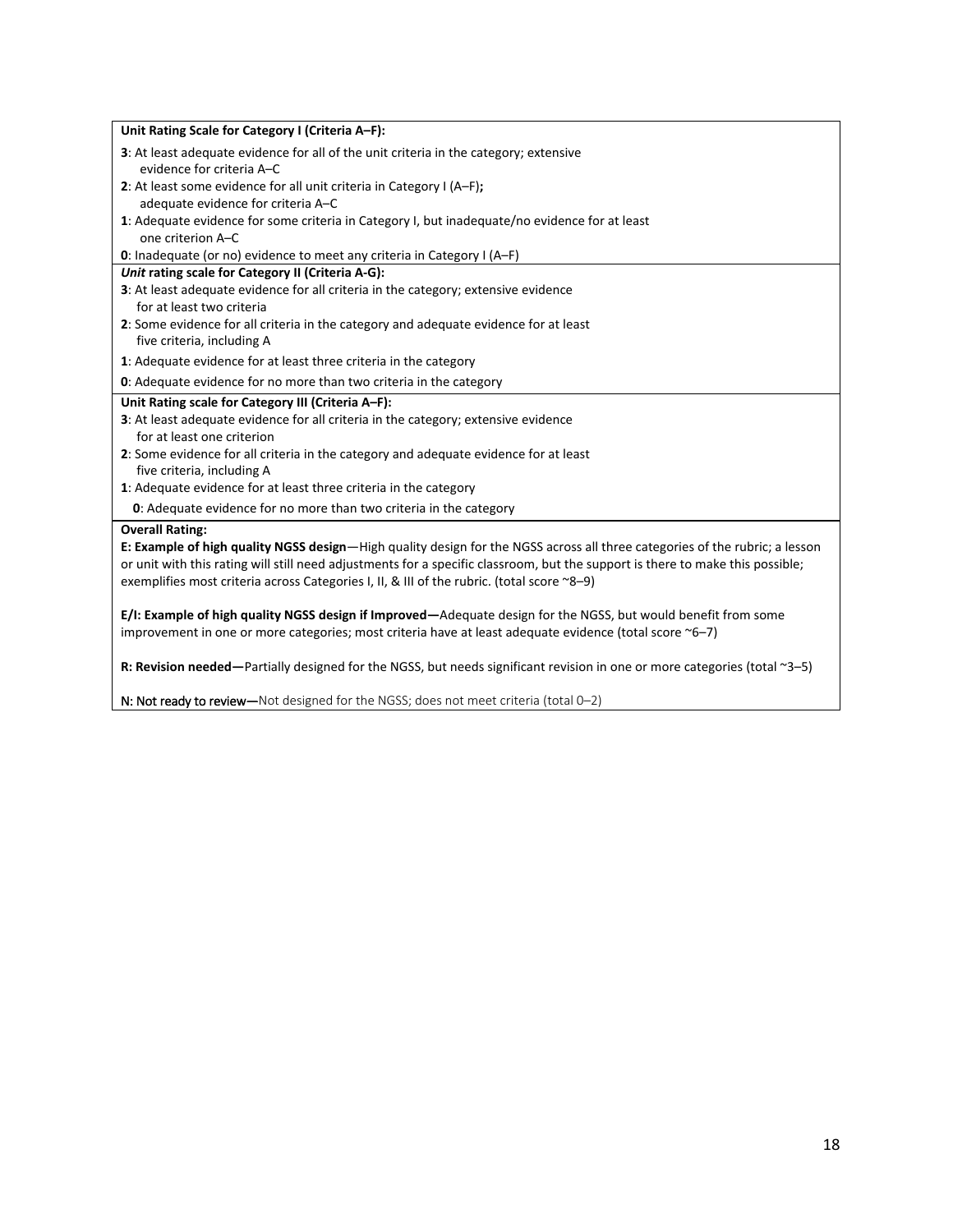**Unit Rating Scale for Category I (Criteria A–F):**

**3**: At least adequate evidence for all of the unit criteria in the category; extensive evidence for criteria A–C

**2**: At least some evidence for all unit criteria in Category I (A–F)**;** adequate evidence for criteria A–C

**1**: Adequate evidence for some criteria in Category I, but inadequate/no evidence for at least one criterion A–C

**0**: Inadequate (or no) evidence to meet any criteria in Category I (A–F)

***Unit* rating scale for Category II (Criteria A-G):**

**3**: At least adequate evidence for all criteria in the category; extensive evidence for at least two criteria

**2**: Some evidence for all criteria in the category and adequate evidence for at least five criteria, including A

**1**: Adequate evidence for at least three criteria in the category

**0**: Adequate evidence for no more than two criteria in the category

**Unit Rating scale for Category III (Criteria A–F):**

**3**: At least adequate evidence for all criteria in the category; extensive evidence for at least one criterion

**2**: Some evidence for all criteria in the category and adequate evidence for at least five criteria, including A

**1**: Adequate evidence for at least three criteria in the category

**0**: Adequate evidence for no more than two criteria in the category

**Overall Rating:**

**E: Example of high quality NGSS design**—High quality design for the NGSS across all three categories of the rubric; a lesson or unit with this rating will still need adjustments for a specific classroom, but the support is there to make this possible; exemplifies most criteria across Categories I, II, & III of the rubric. (total score ~8–9)

**E/I: Example of high quality NGSS design if Improved—**Adequate design for the NGSS, but would benefit from some improvement in one or more categories; most criteria have at least adequate evidence (total score ~6–7)

**R: Revision needed—**Partially designed for the NGSS, but needs significant revision in one or more categories (total ~3–5)

**N: Not ready to review—**Not designed for the NGSS; does not meet criteria (total 0–2)